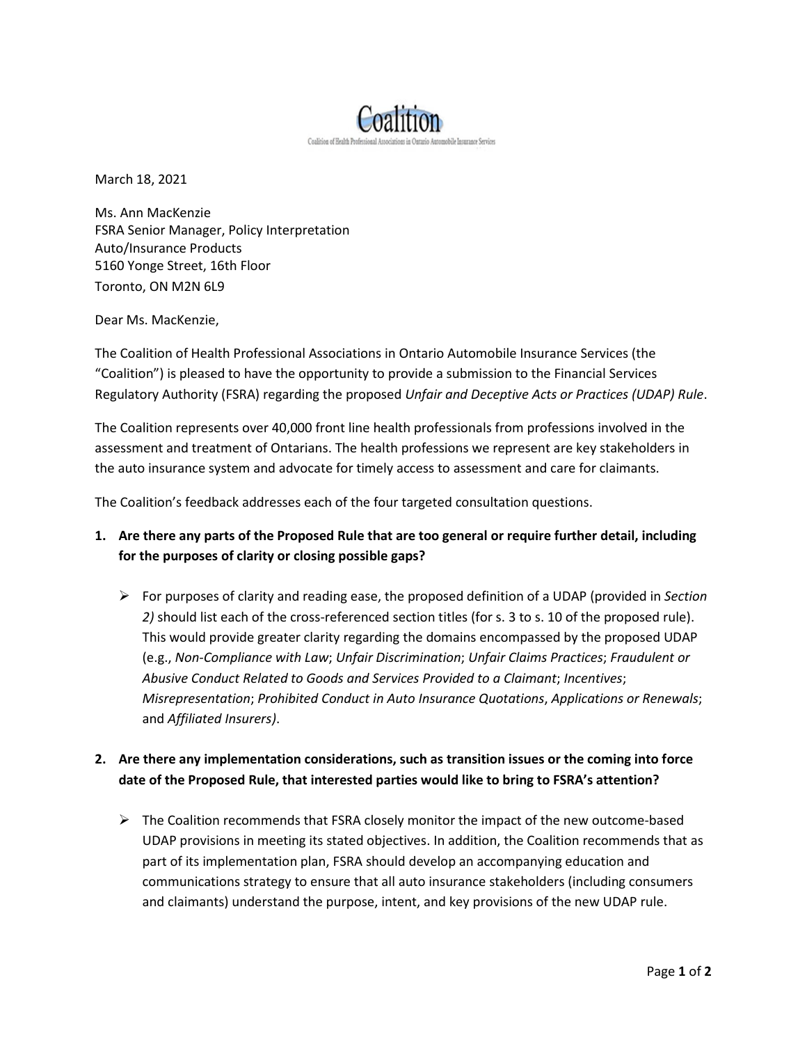Coalition

Coalition of Health Professional Associations in Ontario Automobile Insurance Services

March 18, 2021

Ms. Ann MacKenzie
FSRA Senior Manager, Policy Interpretation
Auto/Insurance Products
5160 Yonge Street, 16th Floor
Toronto, ON M2N 6L9

Dear Ms. MacKenzie,

The Coalition of Health Professional Associations in Ontario Automobile Insurance Services (the "Coalition") is pleased to have the opportunity to provide a submission to the Financial Services Regulatory Authority (FSRA) regarding the proposed *Unfair and Deceptive Acts or Practices (UDAP) Rule*.

The Coalition represents over 40,000 front line health professionals from professions involved in the assessment and treatment of Ontarians. The health professions we represent are key stakeholders in the auto insurance system and advocate for timely access to assessment and care for claimants.

The Coalition's feedback addresses each of the four targeted consultation questions.

1. **Are there any parts of the Proposed Rule that are too general or require further detail, including for the purposes of clarity or closing possible gaps?**

   - For purposes of clarity and reading ease, the proposed definition of a UDAP (provided in *Section 2)* should list each of the cross-referenced section titles (for s. 3 to s. 10 of the proposed rule). This would provide greater clarity regarding the domains encompassed by the proposed UDAP (e.g., *Non-Compliance with Law*; *Unfair Discrimination*; *Unfair Claims Practices*; *Fraudulent or Abusive Conduct Related to Goods and Services Provided to a Claimant*; *Incentives*; *Misrepresentation*; *Prohibited Conduct in Auto Insurance Quotations*, *Applications or Renewals*; and *Affiliated Insurers)*.

2. **Are there any implementation considerations, such as transition issues or the coming into force date of the Proposed Rule, that interested parties would like to bring to FSRA's attention?**

   - The Coalition recommends that FSRA closely monitor the impact of the new outcome-based UDAP provisions in meeting its stated objectives. In addition, the Coalition recommends that as part of its implementation plan, FSRA should develop an accompanying education and communications strategy to ensure that all auto insurance stakeholders (including consumers and claimants) understand the purpose, intent, and key provisions of the new UDAP rule.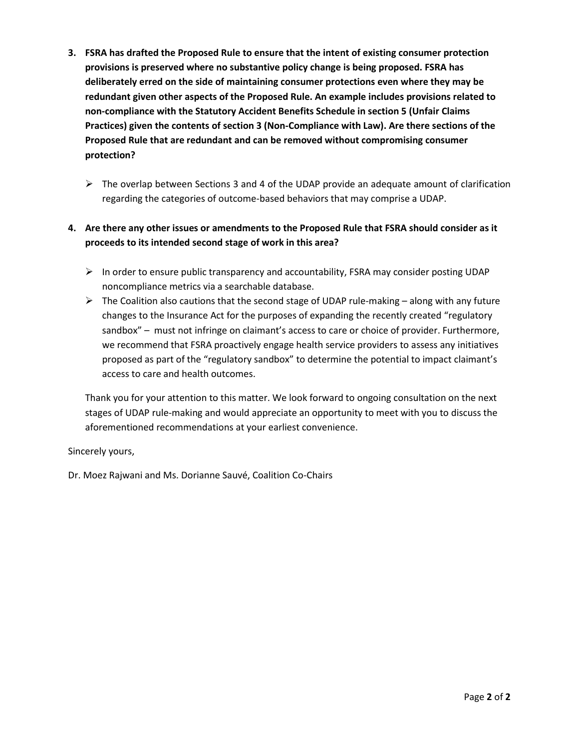3. **FSRA has drafted the Proposed Rule to ensure that the intent of existing consumer protection provisions is preserved where no substantive policy change is being proposed. FSRA has deliberately erred on the side of maintaining consumer protections even where they may be redundant given other aspects of the Proposed Rule. An example includes provisions related to non-compliance with the Statutory Accident Benefits Schedule in section 5 (Unfair Claims Practices) given the contents of section 3 (Non-Compliance with Law). Are there sections of the Proposed Rule that are redundant and can be removed without compromising consumer protection?**

   - The overlap between Sections 3 and 4 of the UDAP provide an adequate amount of clarification regarding the categories of outcome-based behaviors that may comprise a UDAP.

4. **Are there any other issues or amendments to the Proposed Rule that FSRA should consider as it proceeds to its intended second stage of work in this area?**

   - In order to ensure public transparency and accountability, FSRA may consider posting UDAP noncompliance metrics via a searchable database.
   - The Coalition also cautions that the second stage of UDAP rule-making – along with any future changes to the Insurance Act for the purposes of expanding the recently created "regulatory sandbox" – must not infringe on claimant's access to care or choice of provider. Furthermore, we recommend that FSRA proactively engage health service providers to assess any initiatives proposed as part of the "regulatory sandbox" to determine the potential to impact claimant's access to care and health outcomes.

Thank you for your attention to this matter. We look forward to ongoing consultation on the next stages of UDAP rule-making and would appreciate an opportunity to meet with you to discuss the aforementioned recommendations at your earliest convenience.

Sincerely yours,

Dr. Moez Rajwani and Ms. Dorianne Sauvé, Coalition Co-Chairs